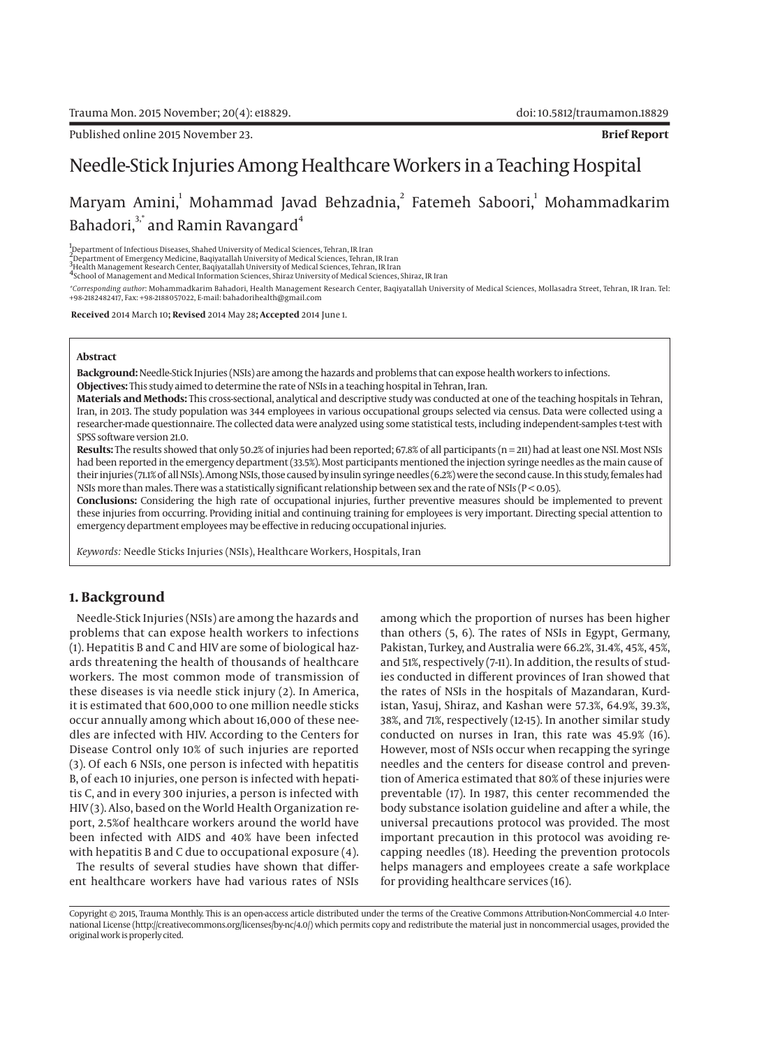Published online 2015 November 23.

**Brief Report**

# Needle-Stick Injuries Among Healthcare Workers in a Teaching Hospital

Maryam Amini,[1] Mohammad Javad Behzadnia,[2] Fatemeh Saboori,[1] Mohammadkarim Bahadori,[3,*] and Ramin Ravangard[4]

[1] Department of Infectious Diseases, Shahed University of Medical Sciences, Tehran, IR Iran
[2] Department of Emergency Medicine, Baqiyatallah University of Medical Sciences, Tehran, IR Iran
[3] Health Management Research Center, Baqiyatallah University of Medical Sciences, Tehran, IR Iran
[4] School of Management and Medical Information Sciences, Shiraz University of Medical Sciences, Shiraz, IR Iran

*Corresponding author: Mohammadkarim Bahadori, Health Management Research Center, Baqiyatallah University of Medical Sciences, Mollasadra Street, Tehran, IR Iran. Tel: +98-2182482417, Fax: +98-2188057022, E-mail: bahadorihealth@gmail.com

**Received** 2014 March 10; **Revised** 2014 May 28; **Accepted** 2014 June 1.

## Abstract

**Background:** Needle-Stick Injuries (NSIs) are among the hazards and problems that can expose health workers to infections.

**Objectives:** This study aimed to determine the rate of NSIs in a teaching hospital in Tehran, Iran.

**Materials and Methods:** This cross-sectional, analytical and descriptive study was conducted at one of the teaching hospitals in Tehran, Iran, in 2013. The study population was 344 employees in various occupational groups selected via census. Data were collected using a researcher-made questionnaire. The collected data were analyzed using some statistical tests, including independent-samples t-test with SPSS software version 21.0.

**Results:** The results showed that only 50.2% of injuries had been reported; 67.8% of all participants (n = 211) had at least one NSI. Most NSIs had been reported in the emergency department (33.5%). Most participants mentioned the injection syringe needles as the main cause of their injuries (71.1% of all NSIs). Among NSIs, those caused by insulin syringe needles (6.2%) were the second cause. In this study, females had NSIs more than males. There was a statistically significant relationship between sex and the rate of NSIs ($P < 0.05$).

**Conclusions:** Considering the high rate of occupational injuries, further preventive measures should be implemented to prevent these injuries from occurring. Providing initial and continuing training for employees is very important. Directing special attention to emergency department employees may be effective in reducing occupational injuries.

*Keywords:* Needle Sticks Injuries (NSIs), Healthcare Workers, Hospitals, Iran

## 1. Background

Needle-Stick Injuries (NSIs) are among the hazards and problems that can expose health workers to infections (1). Hepatitis B and C and HIV are some of biological hazards threatening the health of thousands of healthcare workers. The most common mode of transmission of these diseases is via needle stick injury (2). In America, it is estimated that 600,000 to one million needle sticks occur annually among which about 16,000 of these needles are infected with HIV. According to the Centers for Disease Control only 10% of such injuries are reported (3). Of each 6 NSIs, one person is infected with hepatitis B, of each 10 injuries, one person is infected with hepatitis C, and in every 300 injuries, a person is infected with HIV (3). Also, based on the World Health Organization report, 2.5%of healthcare workers around the world have been infected with AIDS and 40% have been infected with hepatitis B and C due to occupational exposure (4).

The results of several studies have shown that different healthcare workers have had various rates of NSIs among which the proportion of nurses has been higher than others (5, 6). The rates of NSIs in Egypt, Germany, Pakistan, Turkey, and Australia were 66.2%, 31.4%, 45%, 45%, and 51%, respectively (7-11). In addition, the results of studies conducted in different provinces of Iran showed that the rates of NSIs in the hospitals of Mazandaran, Kurdistan, Yasuj, Shiraz, and Kashan were 57.3%, 64.9%, 39.3%, 38%, and 71%, respectively (12-15). In another similar study conducted on nurses in Iran, this rate was 45.9% (16). However, most of NSIs occur when recapping the syringe needles and the centers for disease control and prevention of America estimated that 80% of these injuries were preventable (17). In 1987, this center recommended the body substance isolation guideline and after a while, the universal precautions protocol was provided. The most important precaution in this protocol was avoiding recapping needles (18). Heeding the prevention protocols helps managers and employees create a safe workplace for providing healthcare services (16).

Copyright © 2015, Trauma Monthly. This is an open-access article distributed under the terms of the Creative Commons Attribution-NonCommercial 4.0 International License (http://creativecommons.org/licenses/by-nc/4.0/) which permits copy and redistribute the material just in noncommercial usages, provided the original work is properly cited.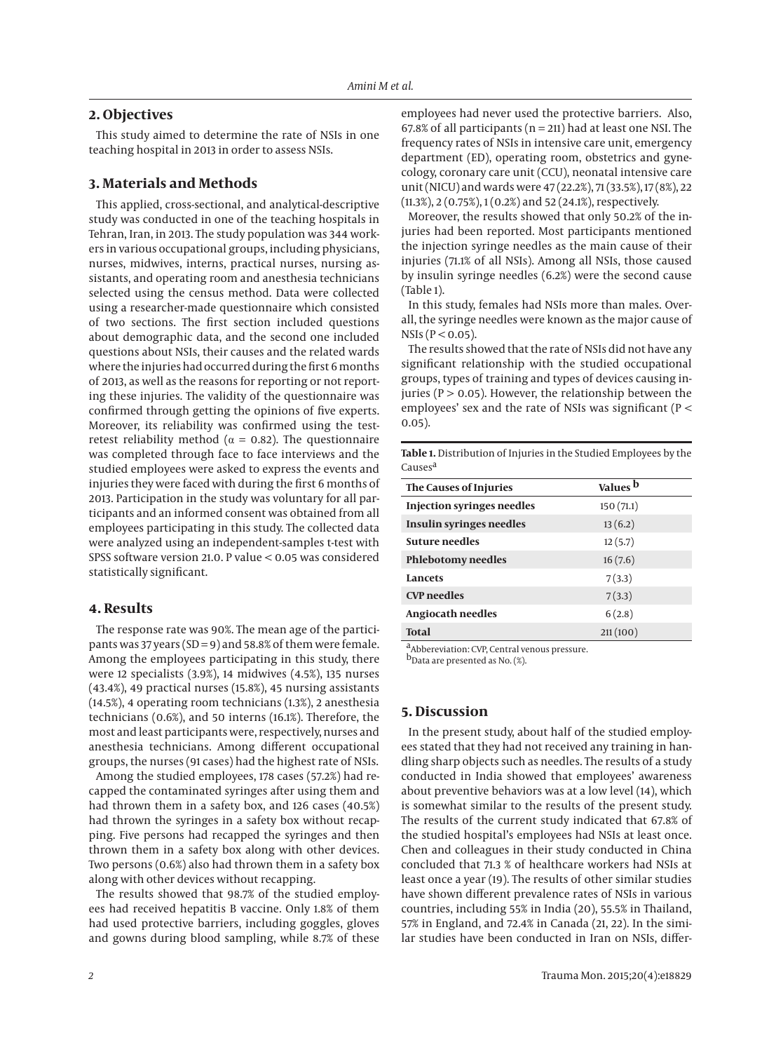## 2. Objectives

This study aimed to determine the rate of NSIs in one teaching hospital in 2013 in order to assess NSIs.

## 3. Materials and Methods

This applied, cross-sectional, and analytical-descriptive study was conducted in one of the teaching hospitals in Tehran, Iran, in 2013. The study population was 344 workers in various occupational groups, including physicians, nurses, midwives, interns, practical nurses, nursing assistants, and operating room and anesthesia technicians selected using the census method. Data were collected using a researcher-made questionnaire which consisted of two sections. The first section included questions about demographic data, and the second one included questions about NSIs, their causes and the related wards where the injuries had occurred during the first 6 months of 2013, as well as the reasons for reporting or not reporting these injuries. The validity of the questionnaire was confirmed through getting the opinions of five experts. Moreover, its reliability was confirmed using the test-retest reliability method ($\alpha = 0.82$). The questionnaire was completed through face to face interviews and the studied employees were asked to express the events and injuries they were faced with during the first 6 months of 2013. Participation in the study was voluntary for all participants and an informed consent was obtained from all employees participating in this study. The collected data were analyzed using an independent-samples t-test with SPSS software version 21.0. P value < 0.05 was considered statistically significant.

## 4. Results

The response rate was 90%. The mean age of the participants was 37 years (SD = 9) and 58.8% of them were female. Among the employees participating in this study, there were 12 specialists (3.9%), 14 midwives (4.5%), 135 nurses (43.4%), 49 practical nurses (15.8%), 45 nursing assistants (14.5%), 4 operating room technicians (1.3%), 2 anesthesia technicians (0.6%), and 50 interns (16.1%). Therefore, the most and least participants were, respectively, nurses and anesthesia technicians. Among different occupational groups, the nurses (91 cases) had the highest rate of NSIs.

Among the studied employees, 178 cases (57.2%) had recapped the contaminated syringes after using them and had thrown them in a safety box, and 126 cases (40.5%) had thrown the syringes in a safety box without recapping. Five persons had recapped the syringes and then thrown them in a safety box along with other devices. Two persons (0.6%) also had thrown them in a safety box along with other devices without recapping.

The results showed that 98.7% of the studied employees had received hepatitis B vaccine. Only 1.8% of them had used protective barriers, including goggles, gloves and gowns during blood sampling, while 8.7% of these employees had never used the protective barriers. Also, 67.8% of all participants (n = 211) had at least one NSI. The frequency rates of NSIs in intensive care unit, emergency department (ED), operating room, obstetrics and gynecology, coronary care unit (CCU), neonatal intensive care unit (NICU) and wards were 47 (22.2%), 71 (33.5%), 17 (8%), 22 (11.3%), 2 (0.75%), 1 (0.2%) and 52 (24.1%), respectively.

Moreover, the results showed that only 50.2% of the injuries had been reported. Most participants mentioned the injection syringe needles as the main cause of their injuries (71.1% of all NSIs). Among all NSIs, those caused by insulin syringe needles (6.2%) were the second cause (Table 1).

In this study, females had NSIs more than males. Overall, the syringe needles were known as the major cause of NSIs ($P < 0.05$).

The results showed that the rate of NSIs did not have any significant relationship with the studied occupational groups, types of training and types of devices causing injuries ($P > 0.05$). However, the relationship between the employees' sex and the rate of NSIs was significant ($P < 0.05$).

**Table 1.** Distribution of Injuries in the Studied Employees by the Causes[a]

| The Causes of Injuries | Values [b] |
|---|---|
| **Injection syringes needles** | 150 (71.1) |
| **Insulin syringes needles** | 13 (6.2) |
| **Suture needles** | 12 (5.7) |
| **Phlebotomy needles** | 16 (7.6) |
| **Lancets** | 7 (3.3) |
| **CVP needles** | 7 (3.3) |
| **Angiocath needles** | 6 (2.8) |
| **Total** | 211 (100) |

[a] Abbereviation: CVP, Central venous pressure.
[b] Data are presented as No. (%).

## 5. Discussion

In the present study, about half of the studied employees stated that they had not received any training in handling sharp objects such as needles. The results of a study conducted in India showed that employees' awareness about preventive behaviors was at a low level (14), which is somewhat similar to the results of the present study. The results of the current study indicated that 67.8% of the studied hospital's employees had NSIs at least once. Chen and colleagues in their study conducted in China concluded that 71.3 % of healthcare workers had NSIs at least once a year (19). The results of other similar studies have shown different prevalence rates of NSIs in various countries, including 55% in India (20), 55.5% in Thailand, 57% in England, and 72.4% in Canada (21, 22). In the similar studies have been conducted in Iran on NSIs, differ-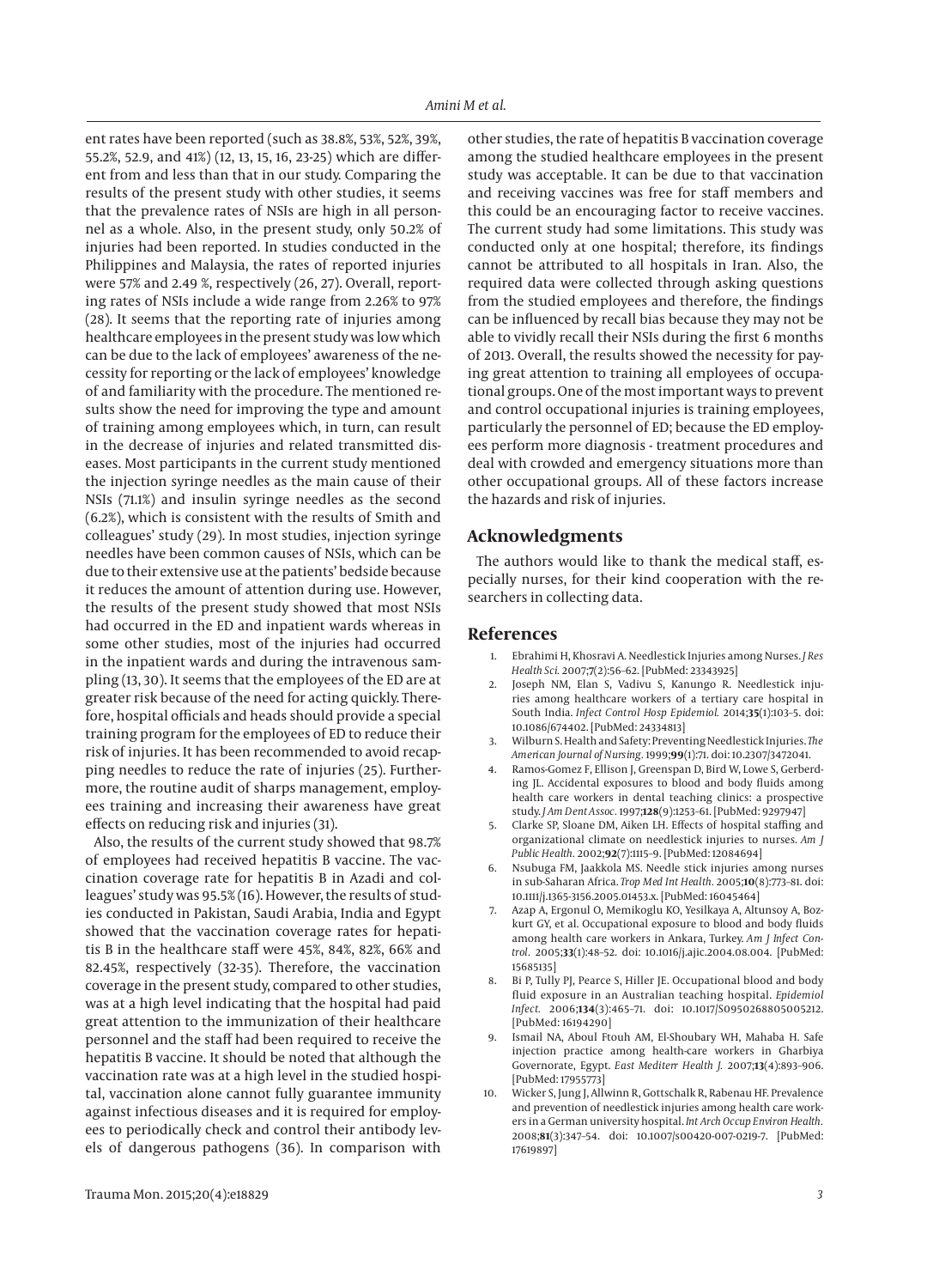ent rates have been reported (such as 38.8%, 53%, 52%, 39%, 55.2%, 52.9, and 41%) (12, 13, 15, 16, 23-25) which are different from and less than that in our study. Comparing the results of the present study with other studies, it seems that the prevalence rates of NSIs are high in all personnel as a whole. Also, in the present study, only 50.2% of injuries had been reported. In studies conducted in the Philippines and Malaysia, the rates of reported injuries were 57% and 2.49 %, respectively (26, 27). Overall, reporting rates of NSIs include a wide range from 2.26% to 97% (28). It seems that the reporting rate of injuries among healthcare employees in the present study was low which can be due to the lack of employees' awareness of the necessity for reporting or the lack of employees' knowledge of and familiarity with the procedure. The mentioned results show the need for improving the type and amount of training among employees which, in turn, can result in the decrease of injuries and related transmitted diseases. Most participants in the current study mentioned the injection syringe needles as the main cause of their NSIs (71.1%) and insulin syringe needles as the second (6.2%), which is consistent with the results of Smith and colleagues' study (29). In most studies, injection syringe needles have been common causes of NSIs, which can be due to their extensive use at the patients' bedside because it reduces the amount of attention during use. However, the results of the present study showed that most NSIs had occurred in the ED and inpatient wards whereas in some other studies, most of the injuries had occurred in the inpatient wards and during the intravenous sampling (13, 30). It seems that the employees of the ED are at greater risk because of the need for acting quickly. Therefore, hospital officials and heads should provide a special training program for the employees of ED to reduce their risk of injuries. It has been recommended to avoid recapping needles to reduce the rate of injuries (25). Furthermore, the routine audit of sharps management, employees training and increasing their awareness have great effects on reducing risk and injuries (31).

Also, the results of the current study showed that 98.7% of employees had received hepatitis B vaccine. The vaccination coverage rate for hepatitis B in Azadi and colleagues' study was 95.5% (16). However, the results of studies conducted in Pakistan, Saudi Arabia, India and Egypt showed that the vaccination coverage rates for hepatitis B in the healthcare staff were 45%, 84%, 82%, 66% and 82.45%, respectively (32-35). Therefore, the vaccination coverage in the present study, compared to other studies, was at a high level indicating that the hospital had paid great attention to the immunization of their healthcare personnel and the staff had been required to receive the hepatitis B vaccine. It should be noted that although the vaccination rate was at a high level in the studied hospital, vaccination alone cannot fully guarantee immunity against infectious diseases and it is required for employees to periodically check and control their antibody levels of dangerous pathogens (36). In comparison with other studies, the rate of hepatitis B vaccination coverage among the studied healthcare employees in the present study was acceptable. It can be due to that vaccination and receiving vaccines was free for staff members and this could be an encouraging factor to receive vaccines. The current study had some limitations. This study was conducted only at one hospital; therefore, its findings cannot be attributed to all hospitals in Iran. Also, the required data were collected through asking questions from the studied employees and therefore, the findings can be influenced by recall bias because they may not be able to vividly recall their NSIs during the first 6 months of 2013. Overall, the results showed the necessity for paying great attention to training all employees of occupational groups. One of the most important ways to prevent and control occupational injuries is training employees, particularly the personnel of ED; because the ED employees perform more diagnosis - treatment procedures and deal with crowded and emergency situations more than other occupational groups. All of these factors increase the hazards and risk of injuries.

## Acknowledgments

The authors would like to thank the medical staff, especially nurses, for their kind cooperation with the researchers in collecting data.

## References

1. Ebrahimi H, Khosravi A. Needlestick Injuries among Nurses. *J Res Health Sci.* 2007;**7**(2):56–62. [PubMed: 23343925]
2. Joseph NM, Elan S, Vadivu S, Kanungo R. Needlestick injuries among healthcare workers of a tertiary care hospital in South India. *Infect Control Hosp Epidemiol.* 2014;**35**(1):103–5. doi: 10.1086/674402. [PubMed: 24334813]
3. Wilburn S. Health and Safety: Preventing Needlestick Injuries. *The American Journal of Nursing*. 1999;**99**(1):71. doi: 10.2307/3472041.
4. Ramos-Gomez F, Ellison J, Greenspan D, Bird W, Lowe S, Gerberding JL. Accidental exposures to blood and body fluids among health care workers in dental teaching clinics: a prospective study. *J Am Dent Assoc*. 1997;**128**(9):1253–61. [PubMed: 9297947]
5. Clarke SP, Sloane DM, Aiken LH. Effects of hospital staffing and organizational climate on needlestick injuries to nurses. *Am J Public Health*. 2002;**92**(7):1115–9. [PubMed: 12084694]
6. Nsubuga FM, Jaakkola MS. Needle stick injuries among nurses in sub-Saharan Africa. *Trop Med Int Health*. 2005;**10**(8):773–81. doi: 10.1111/j.1365-3156.2005.01453.x. [PubMed: 16045464]
7. Azap A, Ergonul O, Memikoglu KO, Yesilkaya A, Altunsoy A, Bozkurt GY, et al. Occupational exposure to blood and body fluids among health care workers in Ankara, Turkey. *Am J Infect Control*. 2005;**33**(1):48–52. doi: 10.1016/j.ajic.2004.08.004. [PubMed: 15685135]
8. Bi P, Tully PJ, Pearce S, Hiller JE. Occupational blood and body fluid exposure in an Australian teaching hospital. *Epidemiol Infect.* 2006;**134**(3):465–71. doi: 10.1017/S0950268805005212. [PubMed: 16194290]
9. Ismail NA, Aboul Ftouh AM, El-Shoubary WH, Mahaba H. Safe injection practice among health-care workers in Gharbiya Governorate, Egypt. *East Mediterr Health J.* 2007;**13**(4):893–906. [PubMed: 17955773]
10. Wicker S, Jung J, Allwinn R, Gottschalk R, Rabenau HF. Prevalence and prevention of needlestick injuries among health care workers in a German university hospital. *Int Arch Occup Environ Health*. 2008;**81**(3):347–54. doi: 10.1007/s00420-007-0219-7. [PubMed: 17619897]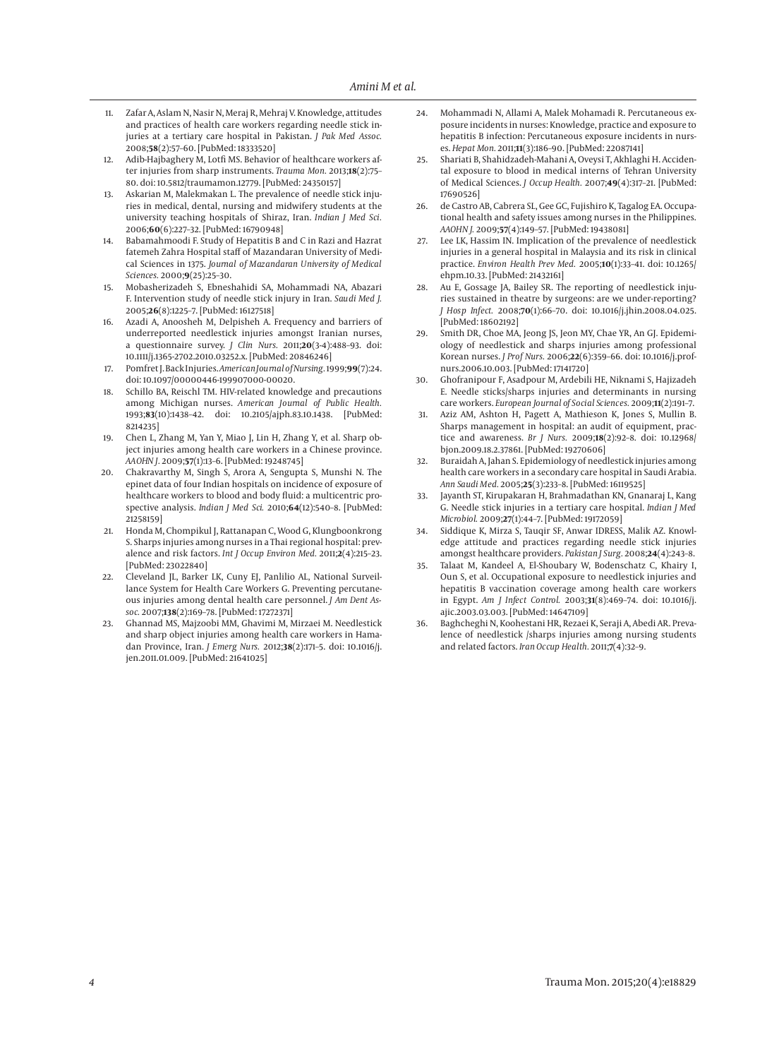11. Zafar A, Aslam N, Nasir N, Meraj R, Mehraj V. Knowledge, attitudes and practices of health care workers regarding needle stick injuries at a tertiary care hospital in Pakistan. *J Pak Med Assoc.* 2008;**58**(2):57–60. [PubMed: 18333520]
12. Adib-Hajbaghery M, Lotfi MS. Behavior of healthcare workers after injuries from sharp instruments. *Trauma Mon.* 2013;**18**(2):75–80. doi: 10.5812/traumamon.12779. [PubMed: 24350157]
13. Askarian M, Malekmakan L. The prevalence of needle stick injuries in medical, dental, nursing and midwifery students at the university teaching hospitals of Shiraz, Iran. *Indian J Med Sci.* 2006;**60**(6):227–32. [PubMed: 16790948]
14. Babamahmoodi F. Study of Hepatitis B and C in Razi and Hazrat fatemeh Zahra Hospital staff of Mazandaran University of Medical Sciences in 1375. *Journal of Mazandaran University of Medical Sciences.* 2000;**9**(25):25–30.
15. Mobasherizadeh S, Ebneshahidi SA, Mohammadi NA, Abazari F. Intervention study of needle stick injury in Iran. *Saudi Med J.* 2005;**26**(8):1225–7. [PubMed: 16127518]
16. Azadi A, Anoosheh M, Delpisheh A. Frequency and barriers of underreported needlestick injuries amongst Iranian nurses, a questionnaire survey. *J Clin Nurs.* 2011;**20**(3-4):488–93. doi: 10.1111/j.1365-2702.2010.03252.x. [PubMed: 20846246]
17. Pomfret J. Back Injuries. *American Journal of Nursing.* 1999;**99**(7):24. doi: 10.1097/00000446-199907000-00020.
18. Schillo BA, Reischl TM. HIV-related knowledge and precautions among Michigan nurses. *American Journal of Public Health.* 1993;**83**(10):1438–42. doi: 10.2105/ajph.83.10.1438. [PubMed: 8214235]
19. Chen L, Zhang M, Yan Y, Miao J, Lin H, Zhang Y, et al. Sharp object injuries among health care workers in a Chinese province. *AAOHN J.* 2009;**57**(1):13–6. [PubMed: 19248745]
20. Chakravarthy M, Singh S, Arora A, Sengupta S, Munshi N. The epinet data of four Indian hospitals on incidence of exposure of healthcare workers to blood and body fluid: a multicentric prospective analysis. *Indian J Med Sci.* 2010;**64**(12):540–8. [PubMed: 21258159]
21. Honda M, Chompikul J, Rattanapan C, Wood G, Klungboonkrong S. Sharps injuries among nurses in a Thai regional hospital: prevalence and risk factors. *Int J Occup Environ Med.* 2011;**2**(4):215–23. [PubMed: 23022840]
22. Cleveland JL, Barker LK, Cuny EJ, Panlilio AL, National Surveillance System for Health Care Workers G. Preventing percutaneous injuries among dental health care personnel. *J Am Dent Assoc.* 2007;**138**(2):169–78. [PubMed: 17272371]
23. Ghannad MS, Majzoobi MM, Ghavimi M, Mirzaei M. Needlestick and sharp object injuries among health care workers in Hamadan Province, Iran. *J Emerg Nurs.* 2012;**38**(2):171–5. doi: 10.1016/j.jen.2011.01.009. [PubMed: 21641025]
24. Mohammadi N, Allami A, Malek Mohamadi R. Percutaneous exposure incidents in nurses: Knowledge, practice and exposure to hepatitis B infection: Percutaneous exposure incidents in nurses. *Hepat Mon.* 2011;**11**(3):186–90. [PubMed: 22087141]
25. Shariati B, Shahidzadeh-Mahani A, Oveysi T, Akhlaghi H. Accidental exposure to blood in medical interns of Tehran University of Medical Sciences. *J Occup Health.* 2007;**49**(4):317–21. [PubMed: 17690526]
26. de Castro AB, Cabrera SL, Gee GC, Fujishiro K, Tagalog EA. Occupational health and safety issues among nurses in the Philippines. *AAOHN J.* 2009;**57**(4):149–57. [PubMed: 19438081]
27. Lee LK, Hassim IN. Implication of the prevalence of needlestick injuries in a general hospital in Malaysia and its risk in clinical practice. *Environ Health Prev Med.* 2005;**10**(1):33–41. doi: 10.1265/ehpm.10.33. [PubMed: 21432161]
28. Au E, Gossage JA, Bailey SR. The reporting of needlestick injuries sustained in theatre by surgeons: are we under-reporting? *J Hosp Infect.* 2008;**70**(1):66–70. doi: 10.1016/j.jhin.2008.04.025. [PubMed: 18602192]
29. Smith DR, Choe MA, Jeong JS, Jeon MY, Chae YR, An GJ. Epidemiology of needlestick and sharps injuries among professional Korean nurses. *J Prof Nurs.* 2006;**22**(6):359–66. doi: 10.1016/j.profnurs.2006.10.003. [PubMed: 17141720]
30. Ghofranipour F, Asadpour M, Ardebili HE, Niknami S, Hajizadeh E. Needle sticks/sharps injuries and determinants in nursing care workers. *European Journal of Social Sciences.* 2009;**11**(2):191–7.
31. Aziz AM, Ashton H, Pagett A, Mathieson K, Jones S, Mullin B. Sharps management in hospital: an audit of equipment, practice and awareness. *Br J Nurs.* 2009;**18**(2):92–8. doi: 10.12968/bjon.2009.18.2.37861. [PubMed: 19270606]
32. Buraidah A, Jahan S. Epidemiology of needlestick injuries among health care workers in a secondary care hospital in Saudi Arabia. *Ann Saudi Med.* 2005;**25**(3):233–8. [PubMed: 16119525]
33. Jayanth ST, Kirupakaran H, Brahmadathan KN, Gnanaraj L, Kang G. Needle stick injuries in a tertiary care hospital. *Indian J Med Microbiol.* 2009;**27**(1):44–7. [PubMed: 19172059]
34. Siddique K, Mirza S, Tauqir SF, Anwar IDRESS, Malik AZ. Knowledge attitude and practices regarding needle stick injuries amongst healthcare providers. *Pakistan J Surg.* 2008;**24**(4):243–8.
35. Talaat M, Kandeel A, El-Shoubary W, Bodenschatz C, Khairy I, Oun S, et al. Occupational exposure to needlestick injuries and hepatitis B vaccination coverage among health care workers in Egypt. *Am J Infect Control.* 2003;**31**(8):469–74. doi: 10.1016/j.ajic.2003.03.003. [PubMed: 14647109]
36. Baghcheghi N, Koohestani HR, Rezaei K, Seraji A, Abedi AR. Prevalence of needlestick /sharps injuries among nursing students and related factors. *Iran Occup Health.* 2011;**7**(4):32–9.